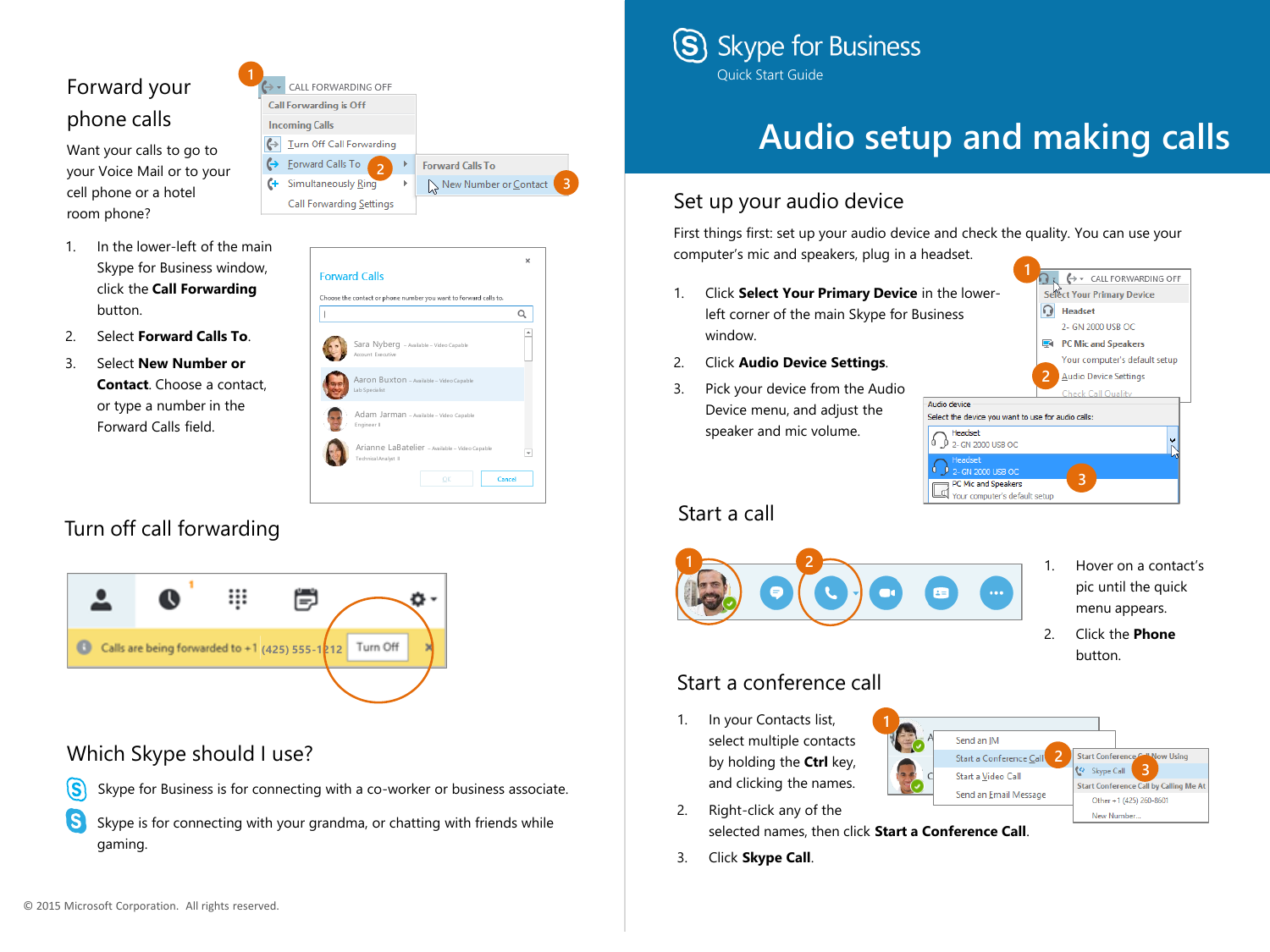# Skype for Business

Quick Start Guide

# Audio setup and making calls

## Forward your phone calls

Want your calls to go to your Voice Mail or to your cell phone or a hotel room phone?

1. In the lower-left of the main Skype for Business window, click the **Call Forwarding** button.
2. Select **Forward Calls To**.
3. Select **New Number or Contact**. Choose a contact, or type a number in the Forward Calls field.

## Turn off call forwarding

## Which Skype should I use?

Skype for Business is for connecting with a co-worker or business associate.

Skype is for connecting with your grandma, or chatting with friends while gaming.

## Set up your audio device

First things first: set up your audio device and check the quality. You can use your computer's mic and speakers, plug in a headset.

1. Click **Select Your Primary Device** in the lower-left corner of the main Skype for Business window.
2. Click **Audio Device Settings**.
3. Pick your device from the Audio Device menu, and adjust the speaker and mic volume.

## Start a call

1. Hover on a contact's pic until the quick menu appears.
2. Click the **Phone** button.

## Start a conference call

1. In your Contacts list, select multiple contacts by holding the **Ctrl** key, and clicking the names.
2. Right-click any of the selected names, then click **Start a Conference Call**.
3. Click **Skype Call**.

© 2015 Microsoft Corporation. All rights reserved.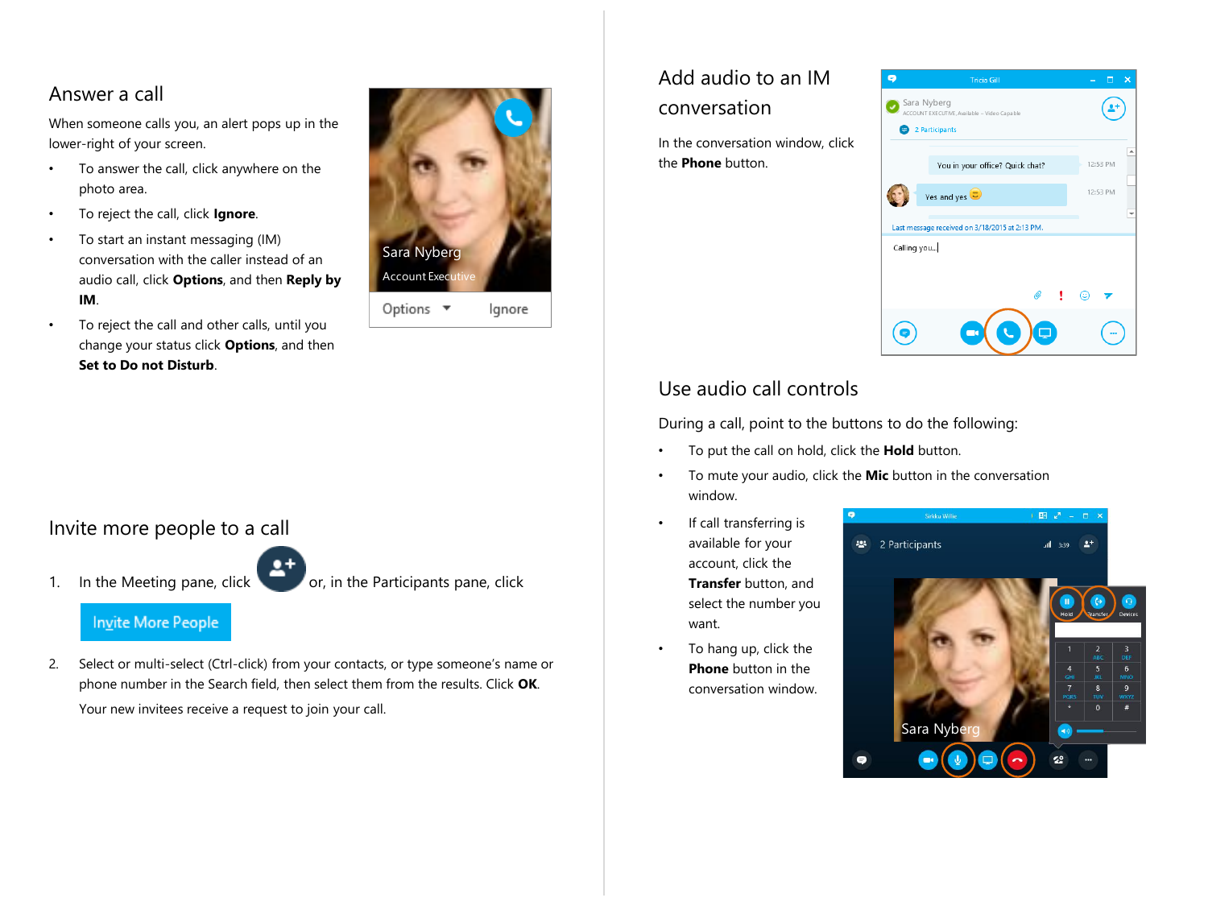## Answer a call

When someone calls you, an alert pops up in the lower-right of your screen.

- To answer the call, click anywhere on the photo area.
- To reject the call, click **Ignore**.
- To start an instant messaging (IM) conversation with the caller instead of an audio call, click **Options**, and then **Reply by IM**.
- To reject the call and other calls, until you change your status click **Options**, and then **Set to Do not Disturb**.

## Invite more people to a call

1. In the Meeting pane, click or, in the Participants pane, click **Invite More People**
2. Select or multi-select (Ctrl-click) from your contacts, or type someone's name or phone number in the Search field, then select them from the results. Click **OK**.

   Your new invitees receive a request to join your call.

## Add audio to an IM conversation

In the conversation window, click the **Phone** button.

## Use audio call controls

During a call, point to the buttons to do the following:

- To put the call on hold, click the **Hold** button.
- To mute your audio, click the **Mic** button in the conversation window.
- If call transferring is available for your account, click the **Transfer** button, and select the number you want.
- To hang up, click the **Phone** button in the conversation window.